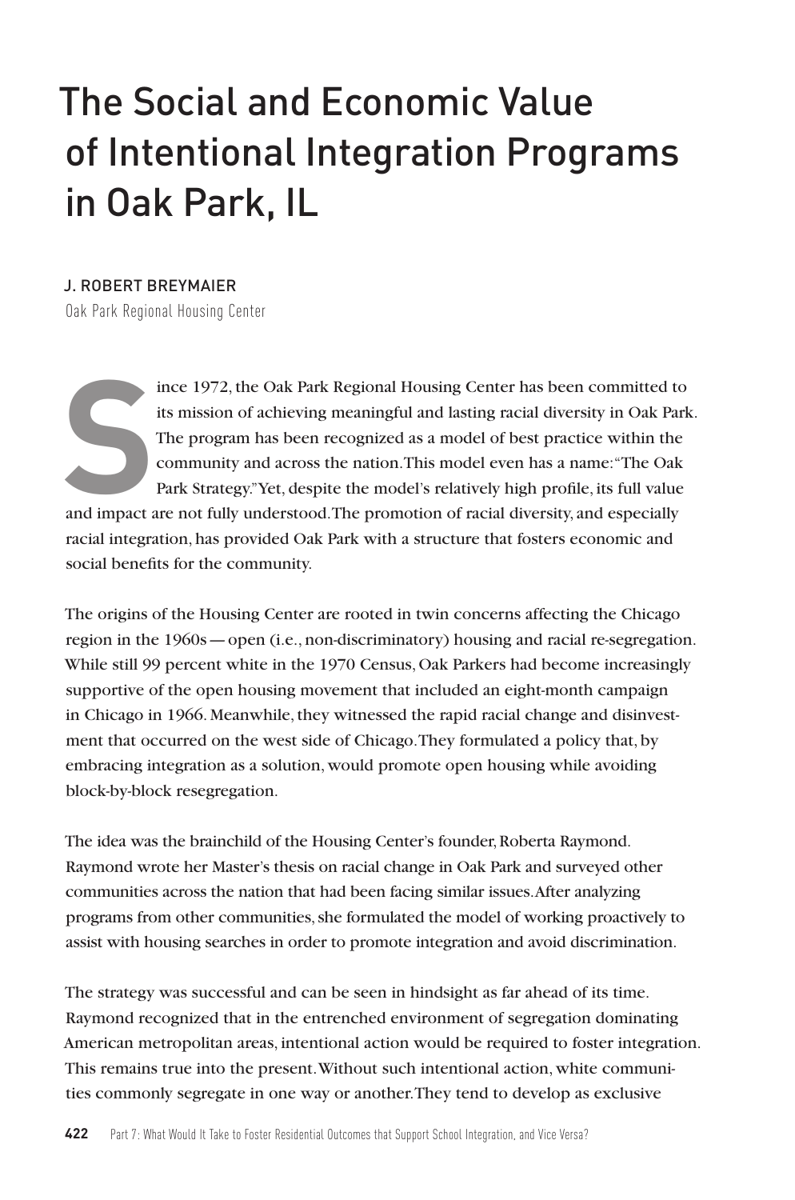# The Social and Economic Value of Intentional Integration Programs in Oak Park, IL

J. ROBERT BREYMAIER

Oak Park Regional Housing Center

Since 1972, the Oak Park Regional Housing Center has been committed to its mission of achieving meaningful and lasting racial diversity in Oak Park. The program has been recognized as a model of best practice within the community and across the nation. This model even has a name: "The Oak Park Strategy." Yet, despite the model's relatively high profile, its full value and impact are not fully understood. The promotion of racial diversity, and especially racial integration, has provided Oak Park with a structure that fosters economic and social benefits for the community.

The origins of the Housing Center are rooted in twin concerns affecting the Chicago region in the 1960s — open (i.e., non-discriminatory) housing and racial re-segregation. While still 99 percent white in the 1970 Census, Oak Parkers had become increasingly supportive of the open housing movement that included an eight-month campaign in Chicago in 1966. Meanwhile, they witnessed the rapid racial change and disinvestment that occurred on the west side of Chicago. They formulated a policy that, by embracing integration as a solution, would promote open housing while avoiding block-by-block resegregation.

The idea was the brainchild of the Housing Center's founder, Roberta Raymond. Raymond wrote her Master's thesis on racial change in Oak Park and surveyed other communities across the nation that had been facing similar issues. After analyzing programs from other communities, she formulated the model of working proactively to assist with housing searches in order to promote integration and avoid discrimination.

The strategy was successful and can be seen in hindsight as far ahead of its time. Raymond recognized that in the entrenched environment of segregation dominating American metropolitan areas, intentional action would be required to foster integration. This remains true into the present. Without such intentional action, white communities commonly segregate in one way or another. They tend to develop as exclusive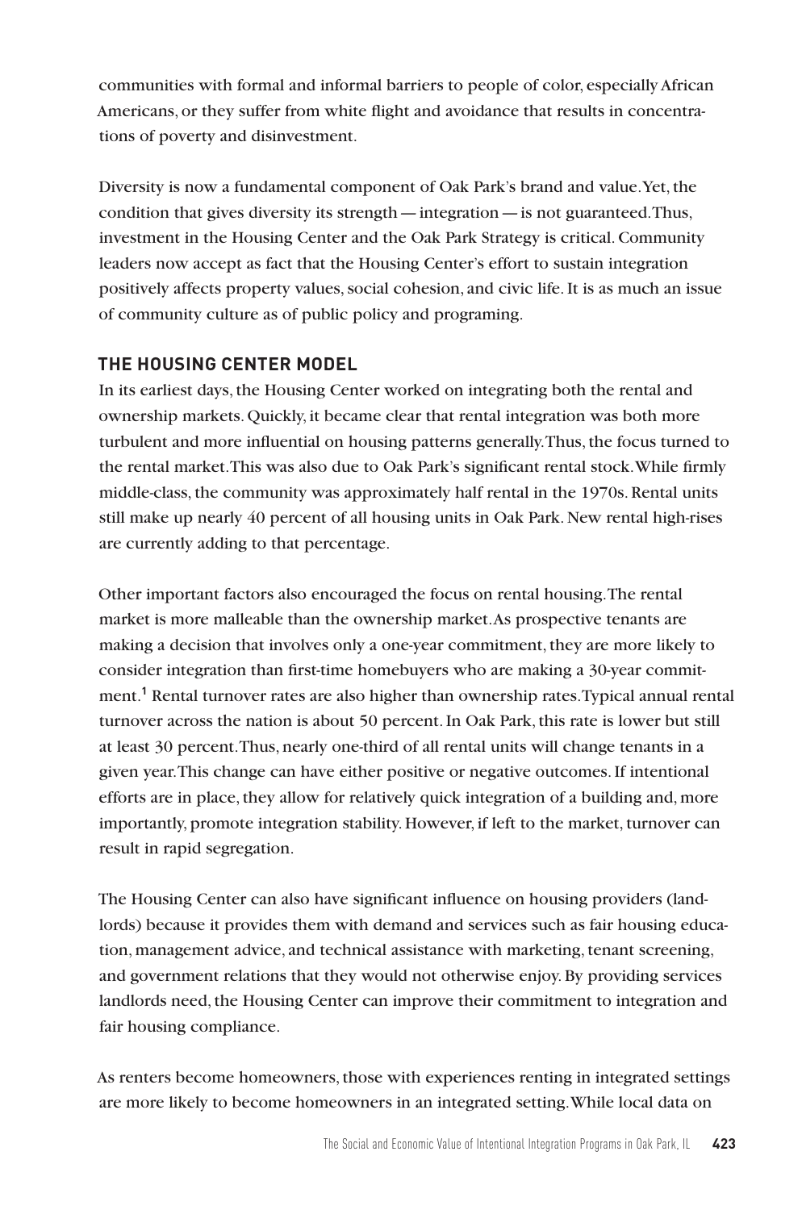communities with formal and informal barriers to people of color, especially African Americans, or they suffer from white flight and avoidance that results in concentrations of poverty and disinvestment.

Diversity is now a fundamental component of Oak Park's brand and value. Yet, the condition that gives diversity its strength — integration — is not guaranteed. Thus, investment in the Housing Center and the Oak Park Strategy is critical. Community leaders now accept as fact that the Housing Center's effort to sustain integration positively affects property values, social cohesion, and civic life. It is as much an issue of community culture as of public policy and programing.

## THE HOUSING CENTER MODEL

In its earliest days, the Housing Center worked on integrating both the rental and ownership markets. Quickly, it became clear that rental integration was both more turbulent and more influential on housing patterns generally. Thus, the focus turned to the rental market. This was also due to Oak Park's significant rental stock. While firmly middle-class, the community was approximately half rental in the 1970s. Rental units still make up nearly 40 percent of all housing units in Oak Park. New rental high-rises are currently adding to that percentage.

Other important factors also encouraged the focus on rental housing. The rental market is more malleable than the ownership market. As prospective tenants are making a decision that involves only a one-year commitment, they are more likely to consider integration than first-time homebuyers who are making a 30-year commitment.[1] Rental turnover rates are also higher than ownership rates. Typical annual rental turnover across the nation is about 50 percent. In Oak Park, this rate is lower but still at least 30 percent. Thus, nearly one-third of all rental units will change tenants in a given year. This change can have either positive or negative outcomes. If intentional efforts are in place, they allow for relatively quick integration of a building and, more importantly, promote integration stability. However, if left to the market, turnover can result in rapid segregation.

The Housing Center can also have significant influence on housing providers (landlords) because it provides them with demand and services such as fair housing education, management advice, and technical assistance with marketing, tenant screening, and government relations that they would not otherwise enjoy. By providing services landlords need, the Housing Center can improve their commitment to integration and fair housing compliance.

As renters become homeowners, those with experiences renting in integrated settings are more likely to become homeowners in an integrated setting. While local data on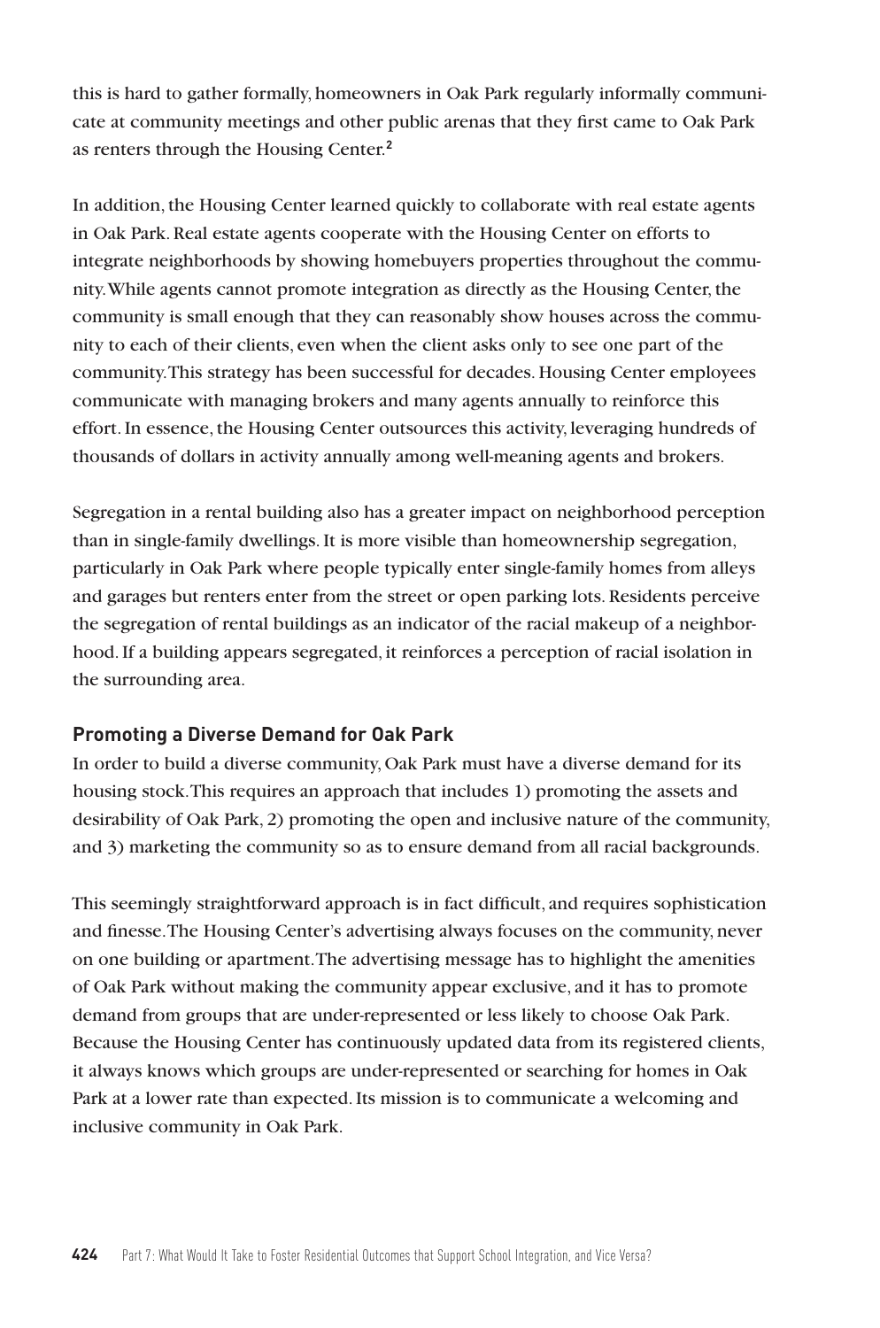this is hard to gather formally, homeowners in Oak Park regularly informally communicate at community meetings and other public arenas that they first came to Oak Park as renters through the Housing Center.[2]

In addition, the Housing Center learned quickly to collaborate with real estate agents in Oak Park. Real estate agents cooperate with the Housing Center on efforts to integrate neighborhoods by showing homebuyers properties throughout the community. While agents cannot promote integration as directly as the Housing Center, the community is small enough that they can reasonably show houses across the community to each of their clients, even when the client asks only to see one part of the community. This strategy has been successful for decades. Housing Center employees communicate with managing brokers and many agents annually to reinforce this effort. In essence, the Housing Center outsources this activity, leveraging hundreds of thousands of dollars in activity annually among well-meaning agents and brokers.

Segregation in a rental building also has a greater impact on neighborhood perception than in single-family dwellings. It is more visible than homeownership segregation, particularly in Oak Park where people typically enter single-family homes from alleys and garages but renters enter from the street or open parking lots. Residents perceive the segregation of rental buildings as an indicator of the racial makeup of a neighborhood. If a building appears segregated, it reinforces a perception of racial isolation in the surrounding area.

### Promoting a Diverse Demand for Oak Park

In order to build a diverse community, Oak Park must have a diverse demand for its housing stock. This requires an approach that includes 1) promoting the assets and desirability of Oak Park, 2) promoting the open and inclusive nature of the community, and 3) marketing the community so as to ensure demand from all racial backgrounds.

This seemingly straightforward approach is in fact difficult, and requires sophistication and finesse. The Housing Center's advertising always focuses on the community, never on one building or apartment. The advertising message has to highlight the amenities of Oak Park without making the community appear exclusive, and it has to promote demand from groups that are under-represented or less likely to choose Oak Park. Because the Housing Center has continuously updated data from its registered clients, it always knows which groups are under-represented or searching for homes in Oak Park at a lower rate than expected. Its mission is to communicate a welcoming and inclusive community in Oak Park.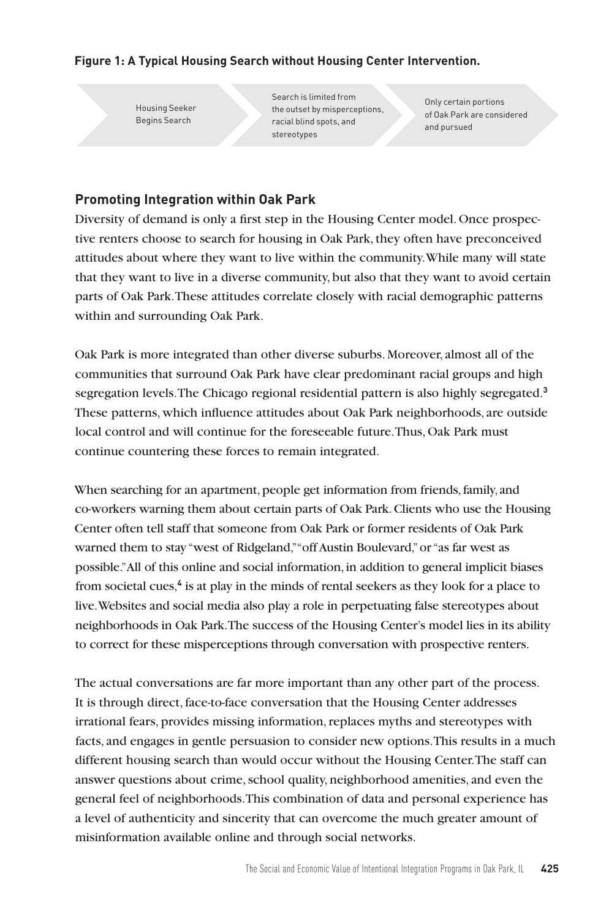**Figure 1: A Typical Housing Search without Housing Center Intervention.**

Housing Seeker Begins Search → Search is limited from the outset by misperceptions, racial blind spots, and stereotypes → Only certain portions of Oak Park are considered and pursued

## Promoting Integration within Oak Park

Diversity of demand is only a first step in the Housing Center model. Once prospective renters choose to search for housing in Oak Park, they often have preconceived attitudes about where they want to live within the community. While many will state that they want to live in a diverse community, but also that they want to avoid certain parts of Oak Park. These attitudes correlate closely with racial demographic patterns within and surrounding Oak Park.

Oak Park is more integrated than other diverse suburbs. Moreover, almost all of the communities that surround Oak Park have clear predominant racial groups and high segregation levels. The Chicago regional residential pattern is also highly segregated.[3] These patterns, which influence attitudes about Oak Park neighborhoods, are outside local control and will continue for the foreseeable future. Thus, Oak Park must continue countering these forces to remain integrated.

When searching for an apartment, people get information from friends, family, and co-workers warning them about certain parts of Oak Park. Clients who use the Housing Center often tell staff that someone from Oak Park or former residents of Oak Park warned them to stay "west of Ridgeland," "off Austin Boulevard," or "as far west as possible." All of this online and social information, in addition to general implicit biases from societal cues,[4] is at play in the minds of rental seekers as they look for a place to live. Websites and social media also play a role in perpetuating false stereotypes about neighborhoods in Oak Park. The success of the Housing Center's model lies in its ability to correct for these misperceptions through conversation with prospective renters.

The actual conversations are far more important than any other part of the process. It is through direct, face-to-face conversation that the Housing Center addresses irrational fears, provides missing information, replaces myths and stereotypes with facts, and engages in gentle persuasion to consider new options. This results in a much different housing search than would occur without the Housing Center. The staff can answer questions about crime, school quality, neighborhood amenities, and even the general feel of neighborhoods. This combination of data and personal experience has a level of authenticity and sincerity that can overcome the much greater amount of misinformation available online and through social networks.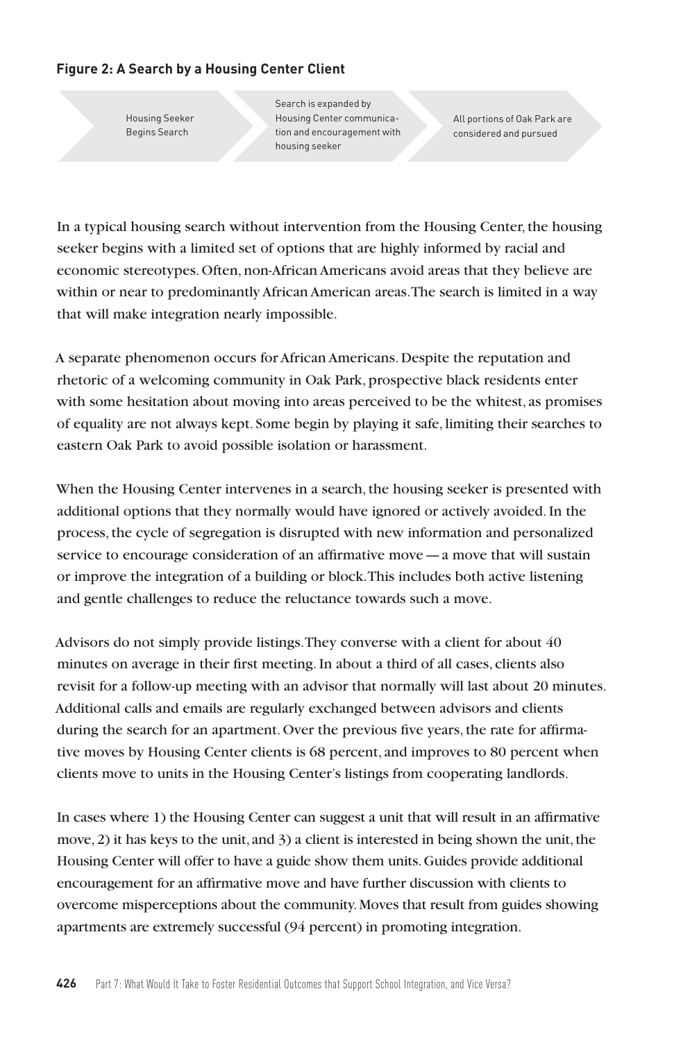**Figure 2: A Search by a Housing Center Client**

Housing Seeker Begins Search → Search is expanded by Housing Center communication and encouragement with housing seeker → All portions of Oak Park are considered and pursued

In a typical housing search without intervention from the Housing Center, the housing seeker begins with a limited set of options that are highly informed by racial and economic stereotypes. Often, non-African Americans avoid areas that they believe are within or near to predominantly African American areas. The search is limited in a way that will make integration nearly impossible.

A separate phenomenon occurs for African Americans. Despite the reputation and rhetoric of a welcoming community in Oak Park, prospective black residents enter with some hesitation about moving into areas perceived to be the whitest, as promises of equality are not always kept. Some begin by playing it safe, limiting their searches to eastern Oak Park to avoid possible isolation or harassment.

When the Housing Center intervenes in a search, the housing seeker is presented with additional options that they normally would have ignored or actively avoided. In the process, the cycle of segregation is disrupted with new information and personalized service to encourage consideration of an affirmative move — a move that will sustain or improve the integration of a building or block. This includes both active listening and gentle challenges to reduce the reluctance towards such a move.

Advisors do not simply provide listings. They converse with a client for about 40 minutes on average in their first meeting. In about a third of all cases, clients also revisit for a follow-up meeting with an advisor that normally will last about 20 minutes. Additional calls and emails are regularly exchanged between advisors and clients during the search for an apartment. Over the previous five years, the rate for affirmative moves by Housing Center clients is 68 percent, and improves to 80 percent when clients move to units in the Housing Center's listings from cooperating landlords.

In cases where 1) the Housing Center can suggest a unit that will result in an affirmative move, 2) it has keys to the unit, and 3) a client is interested in being shown the unit, the Housing Center will offer to have a guide show them units. Guides provide additional encouragement for an affirmative move and have further discussion with clients to overcome misperceptions about the community. Moves that result from guides showing apartments are extremely successful (94 percent) in promoting integration.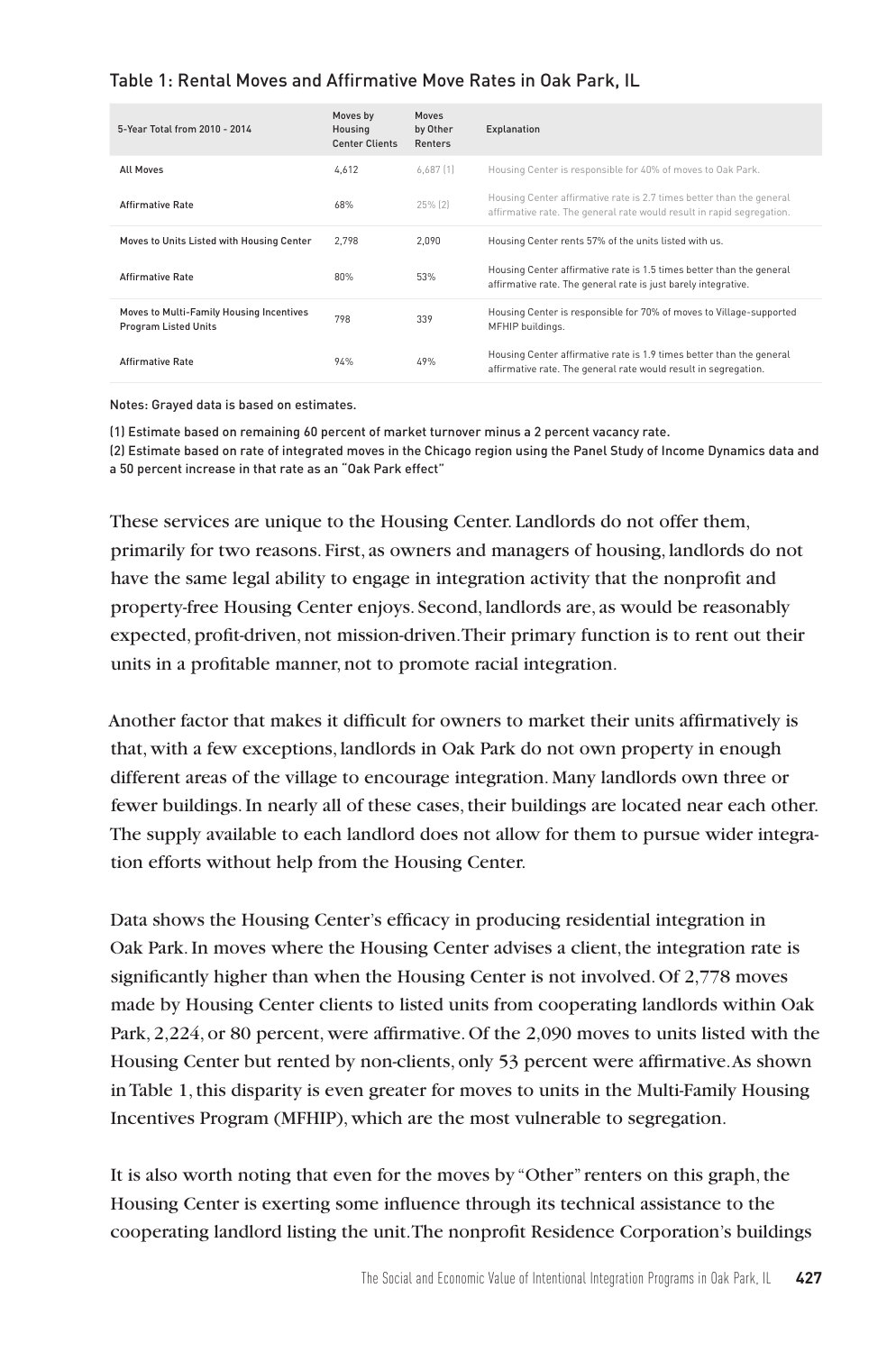### Table 1: Rental Moves and Affirmative Move Rates in Oak Park, IL

| 5-Year Total from 2010 - 2014 | Moves by Housing Center Clients | Moves by Other Renters | Explanation |
|---|---|---|---|
| All Moves | 4,612 | 6,687 (1) | Housing Center is responsible for 40% of moves to Oak Park. |
| Affirmative Rate | 68% | 25% (2) | Housing Center affirmative rate is 2.7 times better than the general affirmative rate. The general rate would result in rapid segregation. |
| Moves to Units Listed with Housing Center | 2,798 | 2,090 | Housing Center rents 57% of the units listed with us. |
| Affirmative Rate | 80% | 53% | Housing Center affirmative rate is 1.5 times better than the general affirmative rate. The general rate is just barely integrative. |
| Moves to Multi-Family Housing Incentives Program Listed Units | 798 | 339 | Housing Center is responsible for 70% of moves to Village-supported MFHIP buildings. |
| Affirmative Rate | 94% | 49% | Housing Center affirmative rate is 1.9 times better than the general affirmative rate. The general rate would result in segregation. |

Notes: Grayed data is based on estimates.

(1) Estimate based on remaining 60 percent of market turnover minus a 2 percent vacancy rate.
(2) Estimate based on rate of integrated moves in the Chicago region using the Panel Study of Income Dynamics data and a 50 percent increase in that rate as an "Oak Park effect"

These services are unique to the Housing Center. Landlords do not offer them, primarily for two reasons. First, as owners and managers of housing, landlords do not have the same legal ability to engage in integration activity that the nonprofit and property-free Housing Center enjoys. Second, landlords are, as would be reasonably expected, profit-driven, not mission-driven. Their primary function is to rent out their units in a profitable manner, not to promote racial integration.

Another factor that makes it difficult for owners to market their units affirmatively is that, with a few exceptions, landlords in Oak Park do not own property in enough different areas of the village to encourage integration. Many landlords own three or fewer buildings. In nearly all of these cases, their buildings are located near each other. The supply available to each landlord does not allow for them to pursue wider integration efforts without help from the Housing Center.

Data shows the Housing Center's efficacy in producing residential integration in Oak Park. In moves where the Housing Center advises a client, the integration rate is significantly higher than when the Housing Center is not involved. Of 2,778 moves made by Housing Center clients to listed units from cooperating landlords within Oak Park, 2,224, or 80 percent, were affirmative. Of the 2,090 moves to units listed with the Housing Center but rented by non-clients, only 53 percent were affirmative. As shown in Table 1, this disparity is even greater for moves to units in the Multi-Family Housing Incentives Program (MFHIP), which are the most vulnerable to segregation.

It is also worth noting that even for the moves by "Other" renters on this graph, the Housing Center is exerting some influence through its technical assistance to the cooperating landlord listing the unit. The nonprofit Residence Corporation's buildings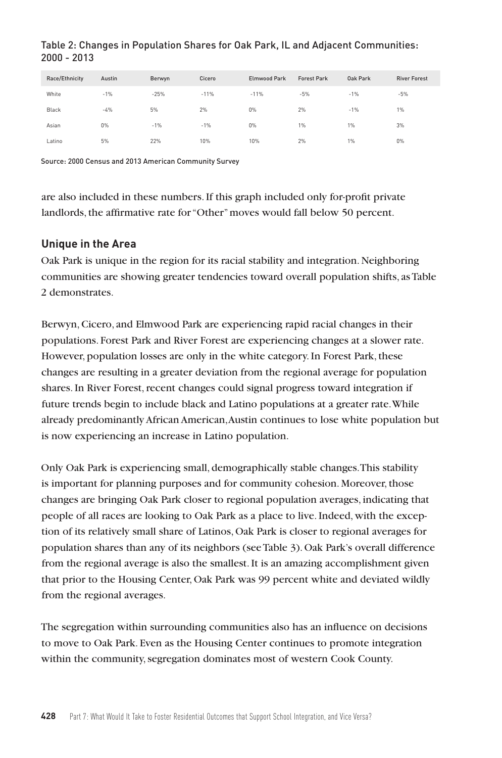Table 2: Changes in Population Shares for Oak Park, IL and Adjacent Communities: 2000 - 2013

| Race/Ethnicity | Austin | Berwyn | Cicero | Elmwood Park | Forest Park | Oak Park | River Forest |
|---|---|---|---|---|---|---|---|
| White | -1% | -25% | -11% | -11% | -5% | -1% | -5% |
| Black | -4% | 5% | 2% | 0% | 2% | -1% | 1% |
| Asian | 0% | -1% | -1% | 0% | 1% | 1% | 3% |
| Latino | 5% | 22% | 10% | 10% | 2% | 1% | 0% |

Source: 2000 Census and 2013 American Community Survey

are also included in these numbers. If this graph included only for-profit private landlords, the affirmative rate for "Other" moves would fall below 50 percent.

### Unique in the Area

Oak Park is unique in the region for its racial stability and integration. Neighboring communities are showing greater tendencies toward overall population shifts, as Table 2 demonstrates.

Berwyn, Cicero, and Elmwood Park are experiencing rapid racial changes in their populations. Forest Park and River Forest are experiencing changes at a slower rate. However, population losses are only in the white category. In Forest Park, these changes are resulting in a greater deviation from the regional average for population shares. In River Forest, recent changes could signal progress toward integration if future trends begin to include black and Latino populations at a greater rate. While already predominantly African American, Austin continues to lose white population but is now experiencing an increase in Latino population.

Only Oak Park is experiencing small, demographically stable changes. This stability is important for planning purposes and for community cohesion. Moreover, those changes are bringing Oak Park closer to regional population averages, indicating that people of all races are looking to Oak Park as a place to live. Indeed, with the exception of its relatively small share of Latinos, Oak Park is closer to regional averages for population shares than any of its neighbors (see Table 3). Oak Park's overall difference from the regional average is also the smallest. It is an amazing accomplishment given that prior to the Housing Center, Oak Park was 99 percent white and deviated wildly from the regional averages.

The segregation within surrounding communities also has an influence on decisions to move to Oak Park. Even as the Housing Center continues to promote integration within the community, segregation dominates most of western Cook County.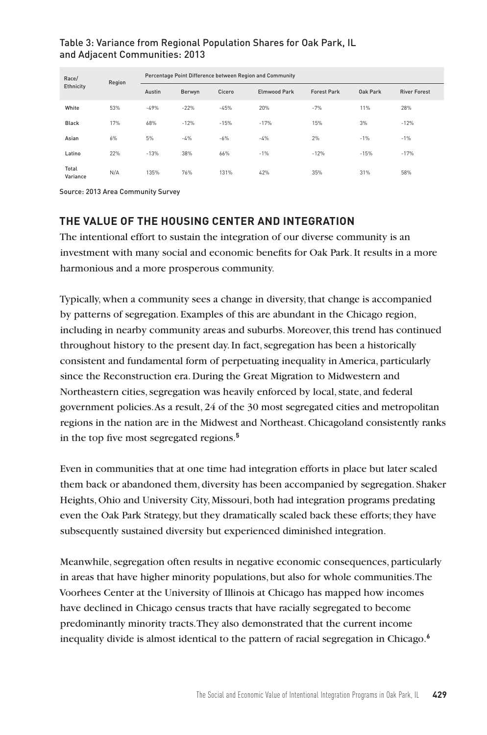Table 3: Variance from Regional Population Shares for Oak Park, IL and Adjacent Communities: 2013

| Race/ Ethnicity | Region | Percentage Point Difference between Region and Community | | | | | | |
|---|---|---|---|---|---|---|---|---|
| | | Austin | Berwyn | Cicero | Elmwood Park | Forest Park | Oak Park | River Forest |
| White | 53% | -49% | -22% | -45% | 20% | -7% | 11% | 28% |
| Black | 17% | 68% | -12% | -15% | -17% | 15% | 3% | -12% |
| Asian | 6% | 5% | -4% | -6% | -4% | 2% | -1% | -1% |
| Latino | 22% | -13% | 38% | 66% | -1% | -12% | -15% | -17% |
| Total Variance | N/A | 135% | 76% | 131% | 42% | 35% | 31% | 58% |

Source: 2013 Area Community Survey

## THE VALUE OF THE HOUSING CENTER AND INTEGRATION

The intentional effort to sustain the integration of our diverse community is an investment with many social and economic benefits for Oak Park. It results in a more harmonious and a more prosperous community.

Typically, when a community sees a change in diversity, that change is accompanied by patterns of segregation. Examples of this are abundant in the Chicago region, including in nearby community areas and suburbs. Moreover, this trend has continued throughout history to the present day. In fact, segregation has been a historically consistent and fundamental form of perpetuating inequality in America, particularly since the Reconstruction era. During the Great Migration to Midwestern and Northeastern cities, segregation was heavily enforced by local, state, and federal government policies. As a result, 24 of the 30 most segregated cities and metropolitan regions in the nation are in the Midwest and Northeast. Chicagoland consistently ranks in the top five most segregated regions.[5]

Even in communities that at one time had integration efforts in place but later scaled them back or abandoned them, diversity has been accompanied by segregation. Shaker Heights, Ohio and University City, Missouri, both had integration programs predating even the Oak Park Strategy, but they dramatically scaled back these efforts; they have subsequently sustained diversity but experienced diminished integration.

Meanwhile, segregation often results in negative economic consequences, particularly in areas that have higher minority populations, but also for whole communities. The Voorhees Center at the University of Illinois at Chicago has mapped how incomes have declined in Chicago census tracts that have racially segregated to become predominantly minority tracts. They also demonstrated that the current income inequality divide is almost identical to the pattern of racial segregation in Chicago.[6]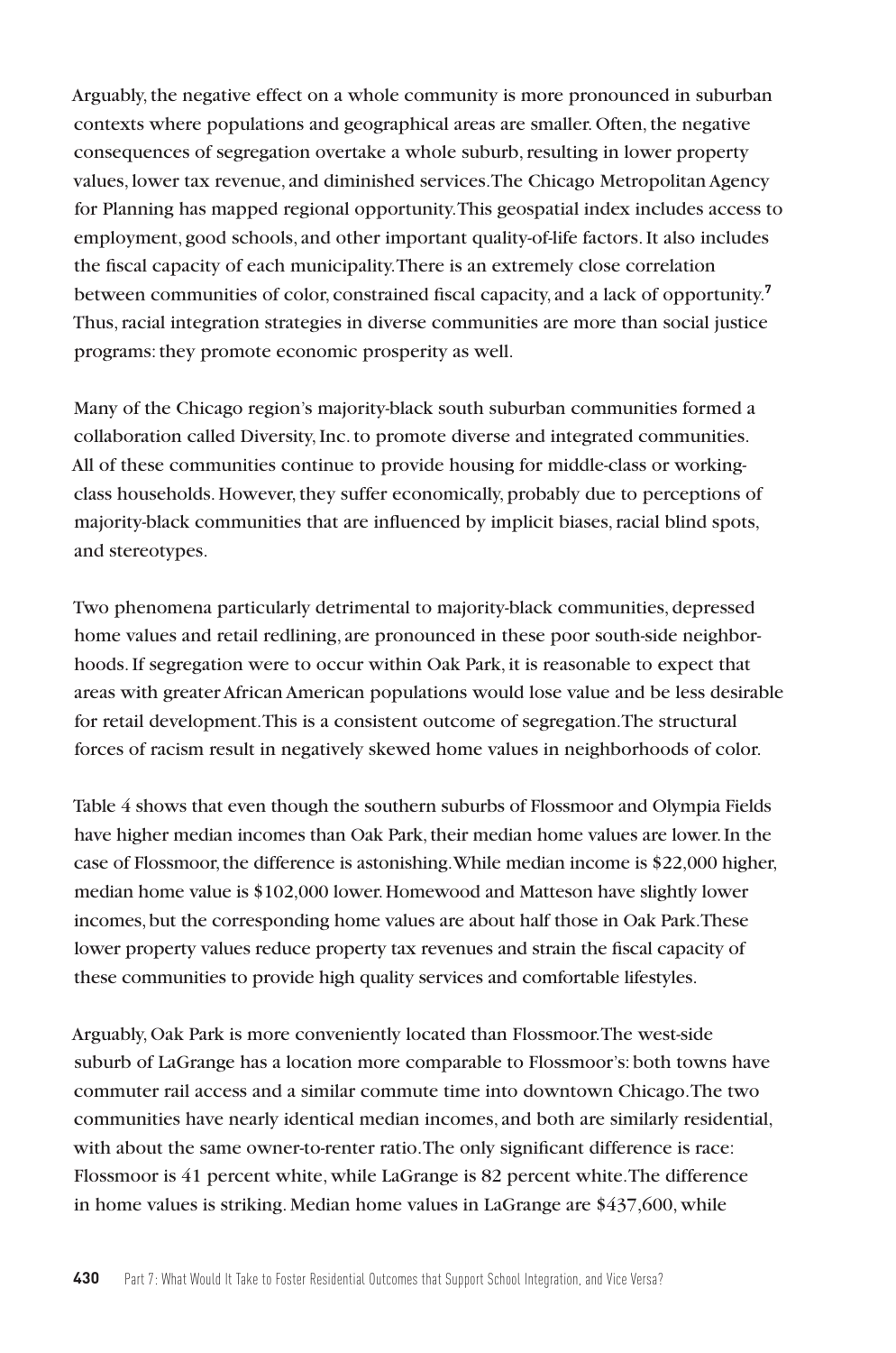Arguably, the negative effect on a whole community is more pronounced in suburban contexts where populations and geographical areas are smaller. Often, the negative consequences of segregation overtake a whole suburb, resulting in lower property values, lower tax revenue, and diminished services. The Chicago Metropolitan Agency for Planning has mapped regional opportunity. This geospatial index includes access to employment, good schools, and other important quality-of-life factors. It also includes the fiscal capacity of each municipality. There is an extremely close correlation between communities of color, constrained fiscal capacity, and a lack of opportunity.[7] Thus, racial integration strategies in diverse communities are more than social justice programs: they promote economic prosperity as well.

Many of the Chicago region's majority-black south suburban communities formed a collaboration called Diversity, Inc. to promote diverse and integrated communities. All of these communities continue to provide housing for middle-class or working-class households. However, they suffer economically, probably due to perceptions of majority-black communities that are influenced by implicit biases, racial blind spots, and stereotypes.

Two phenomena particularly detrimental to majority-black communities, depressed home values and retail redlining, are pronounced in these poor south-side neighborhoods. If segregation were to occur within Oak Park, it is reasonable to expect that areas with greater African American populations would lose value and be less desirable for retail development. This is a consistent outcome of segregation. The structural forces of racism result in negatively skewed home values in neighborhoods of color.

Table 4 shows that even though the southern suburbs of Flossmoor and Olympia Fields have higher median incomes than Oak Park, their median home values are lower. In the case of Flossmoor, the difference is astonishing. While median income is $22,000 higher, median home value is $102,000 lower. Homewood and Matteson have slightly lower incomes, but the corresponding home values are about half those in Oak Park. These lower property values reduce property tax revenues and strain the fiscal capacity of these communities to provide high quality services and comfortable lifestyles.

Arguably, Oak Park is more conveniently located than Flossmoor. The west-side suburb of LaGrange has a location more comparable to Flossmoor's: both towns have commuter rail access and a similar commute time into downtown Chicago. The two communities have nearly identical median incomes, and both are similarly residential, with about the same owner-to-renter ratio. The only significant difference is race: Flossmoor is 41 percent white, while LaGrange is 82 percent white. The difference in home values is striking. Median home values in LaGrange are $437,600, while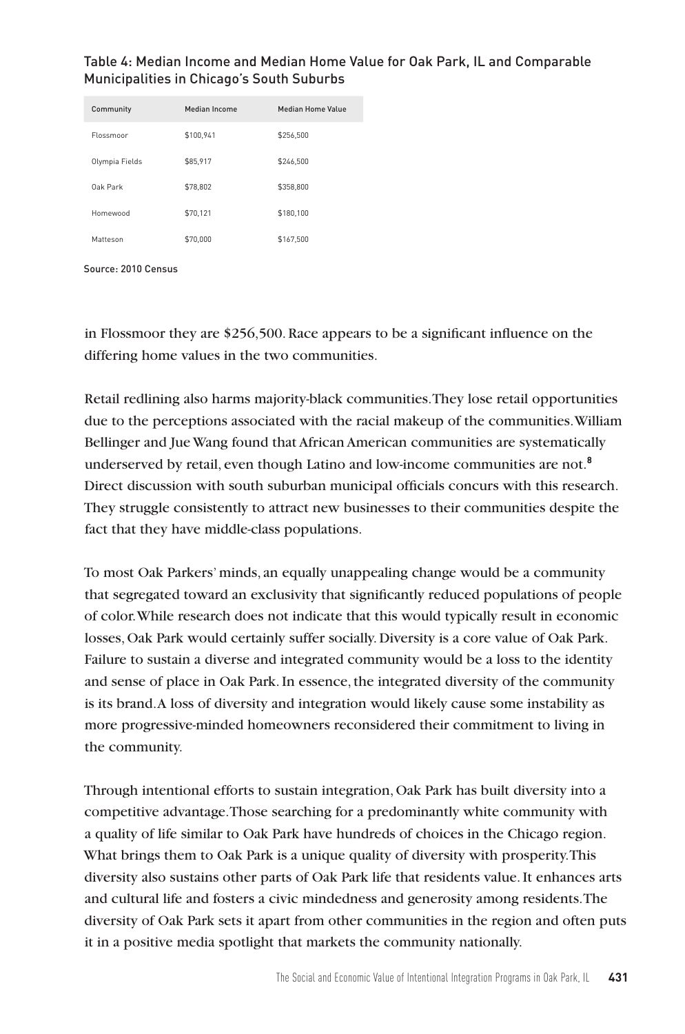Table 4: Median Income and Median Home Value for Oak Park, IL and Comparable Municipalities in Chicago's South Suburbs

| Community | Median Income | Median Home Value |
| --- | --- | --- |
| Flossmoor | $100,941 | $256,500 |
| Olympia Fields | $85,917 | $246,500 |
| Oak Park | $78,802 | $358,800 |
| Homewood | $70,121 | $180,100 |
| Matteson | $70,000 | $167,500 |

Source: 2010 Census

in Flossmoor they are $256,500. Race appears to be a significant influence on the differing home values in the two communities.

Retail redlining also harms majority-black communities. They lose retail opportunities due to the perceptions associated with the racial makeup of the communities. William Bellinger and Jue Wang found that African American communities are systematically underserved by retail, even though Latino and low-income communities are not.[8] Direct discussion with south suburban municipal officials concurs with this research. They struggle consistently to attract new businesses to their communities despite the fact that they have middle-class populations.

To most Oak Parkers' minds, an equally unappealing change would be a community that segregated toward an exclusivity that significantly reduced populations of people of color. While research does not indicate that this would typically result in economic losses, Oak Park would certainly suffer socially. Diversity is a core value of Oak Park. Failure to sustain a diverse and integrated community would be a loss to the identity and sense of place in Oak Park. In essence, the integrated diversity of the community is its brand. A loss of diversity and integration would likely cause some instability as more progressive-minded homeowners reconsidered their commitment to living in the community.

Through intentional efforts to sustain integration, Oak Park has built diversity into a competitive advantage. Those searching for a predominantly white community with a quality of life similar to Oak Park have hundreds of choices in the Chicago region. What brings them to Oak Park is a unique quality of diversity with prosperity. This diversity also sustains other parts of Oak Park life that residents value. It enhances arts and cultural life and fosters a civic mindedness and generosity among residents. The diversity of Oak Park sets it apart from other communities in the region and often puts it in a positive media spotlight that markets the community nationally.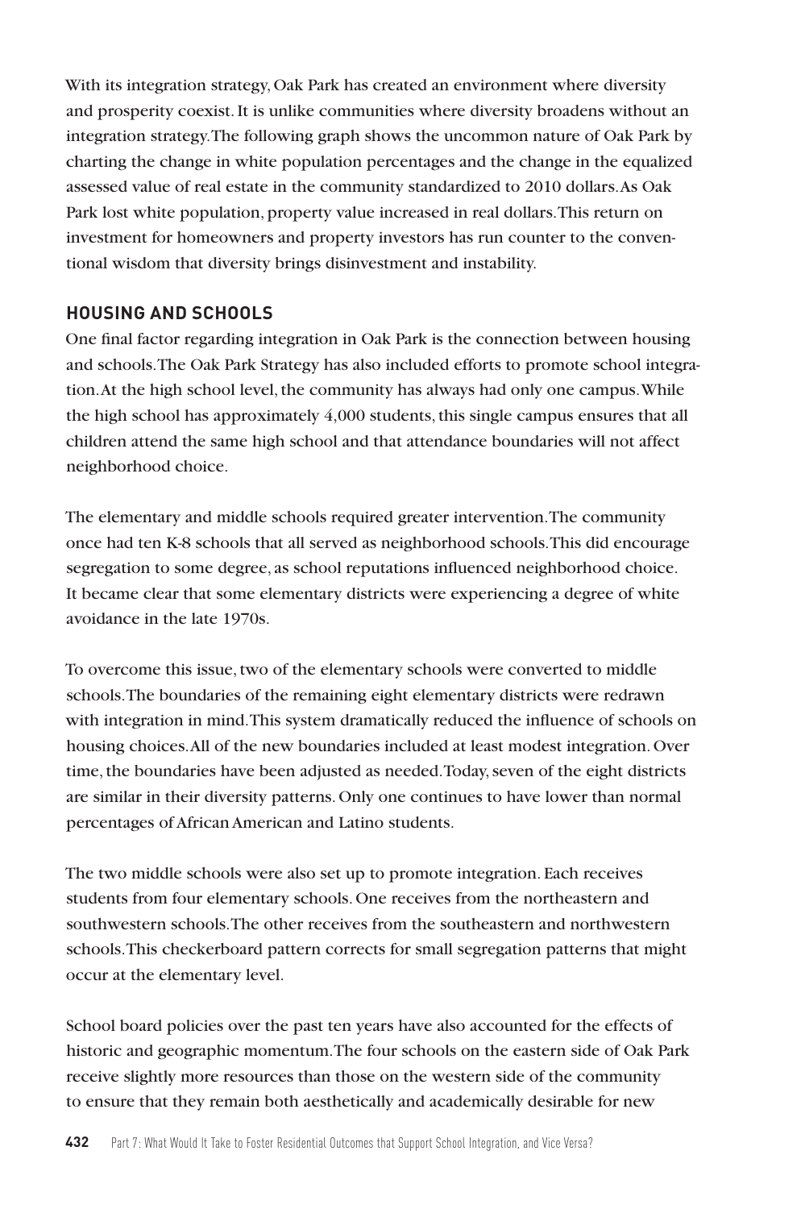With its integration strategy, Oak Park has created an environment where diversity and prosperity coexist. It is unlike communities where diversity broadens without an integration strategy. The following graph shows the uncommon nature of Oak Park by charting the change in white population percentages and the change in the equalized assessed value of real estate in the community standardized to 2010 dollars. As Oak Park lost white population, property value increased in real dollars. This return on investment for homeowners and property investors has run counter to the conventional wisdom that diversity brings disinvestment and instability.

## HOUSING AND SCHOOLS

One final factor regarding integration in Oak Park is the connection between housing and schools. The Oak Park Strategy has also included efforts to promote school integration. At the high school level, the community has always had only one campus. While the high school has approximately 4,000 students, this single campus ensures that all children attend the same high school and that attendance boundaries will not affect neighborhood choice.

The elementary and middle schools required greater intervention. The community once had ten K-8 schools that all served as neighborhood schools. This did encourage segregation to some degree, as school reputations influenced neighborhood choice. It became clear that some elementary districts were experiencing a degree of white avoidance in the late 1970s.

To overcome this issue, two of the elementary schools were converted to middle schools. The boundaries of the remaining eight elementary districts were redrawn with integration in mind. This system dramatically reduced the influence of schools on housing choices. All of the new boundaries included at least modest integration. Over time, the boundaries have been adjusted as needed. Today, seven of the eight districts are similar in their diversity patterns. Only one continues to have lower than normal percentages of African American and Latino students.

The two middle schools were also set up to promote integration. Each receives students from four elementary schools. One receives from the northeastern and southwestern schools. The other receives from the southeastern and northwestern schools. This checkerboard pattern corrects for small segregation patterns that might occur at the elementary level.

School board policies over the past ten years have also accounted for the effects of historic and geographic momentum. The four schools on the eastern side of Oak Park receive slightly more resources than those on the western side of the community to ensure that they remain both aesthetically and academically desirable for new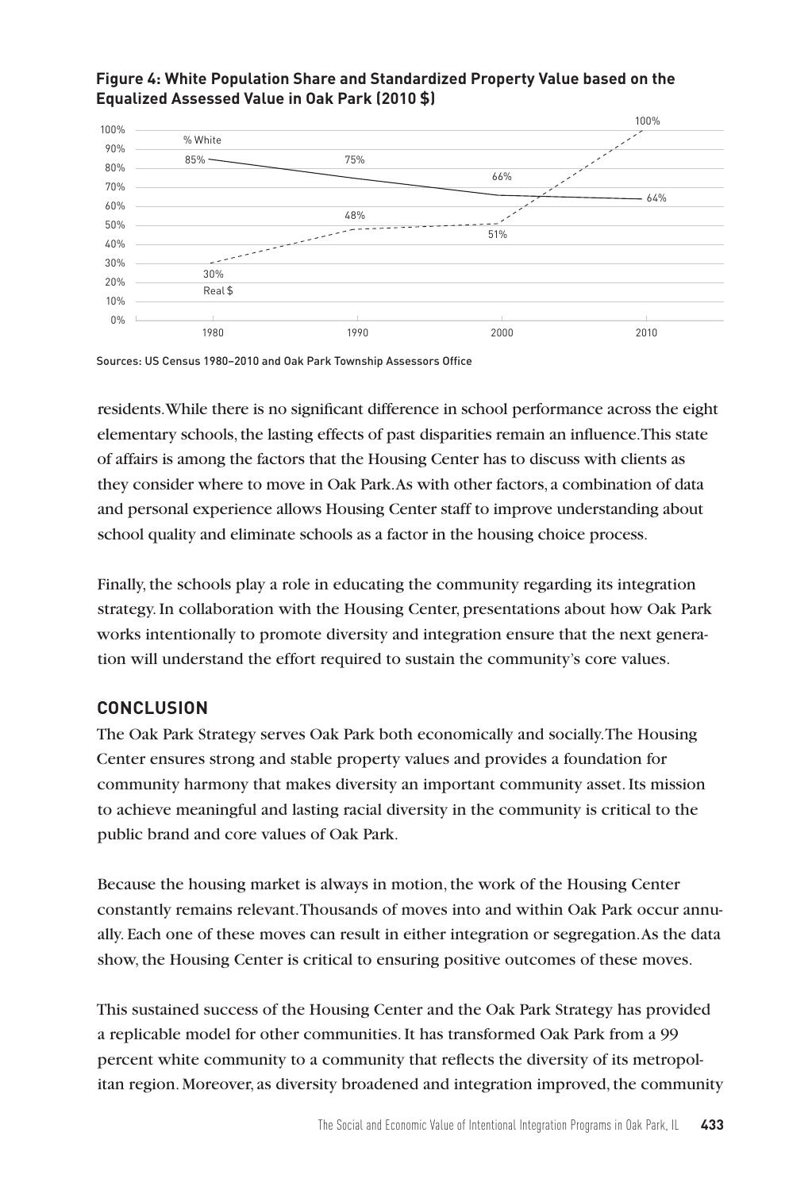**Figure 4: White Population Share and Standardized Property Value based on the Equalized Assessed Value in Oak Park (2010 $)**

| Year | % White | Real $ |
| --- | --- | --- |
| 1980 | 85% | 30% |
| 1990 | 75% | 48% |
| 2000 | 66% | 51% |
| 2010 | 64% | 100% |

Sources: US Census 1980–2010 and Oak Park Township Assessors Office

residents. While there is no significant difference in school performance across the eight elementary schools, the lasting effects of past disparities remain an influence. This state of affairs is among the factors that the Housing Center has to discuss with clients as they consider where to move in Oak Park. As with other factors, a combination of data and personal experience allows Housing Center staff to improve understanding about school quality and eliminate schools as a factor in the housing choice process.

Finally, the schools play a role in educating the community regarding its integration strategy. In collaboration with the Housing Center, presentations about how Oak Park works intentionally to promote diversity and integration ensure that the next generation will understand the effort required to sustain the community's core values.

## CONCLUSION

The Oak Park Strategy serves Oak Park both economically and socially. The Housing Center ensures strong and stable property values and provides a foundation for community harmony that makes diversity an important community asset. Its mission to achieve meaningful and lasting racial diversity in the community is critical to the public brand and core values of Oak Park.

Because the housing market is always in motion, the work of the Housing Center constantly remains relevant. Thousands of moves into and within Oak Park occur annually. Each one of these moves can result in either integration or segregation. As the data show, the Housing Center is critical to ensuring positive outcomes of these moves.

This sustained success of the Housing Center and the Oak Park Strategy has provided a replicable model for other communities. It has transformed Oak Park from a 99 percent white community to a community that reflects the diversity of its metropolitan region. Moreover, as diversity broadened and integration improved, the community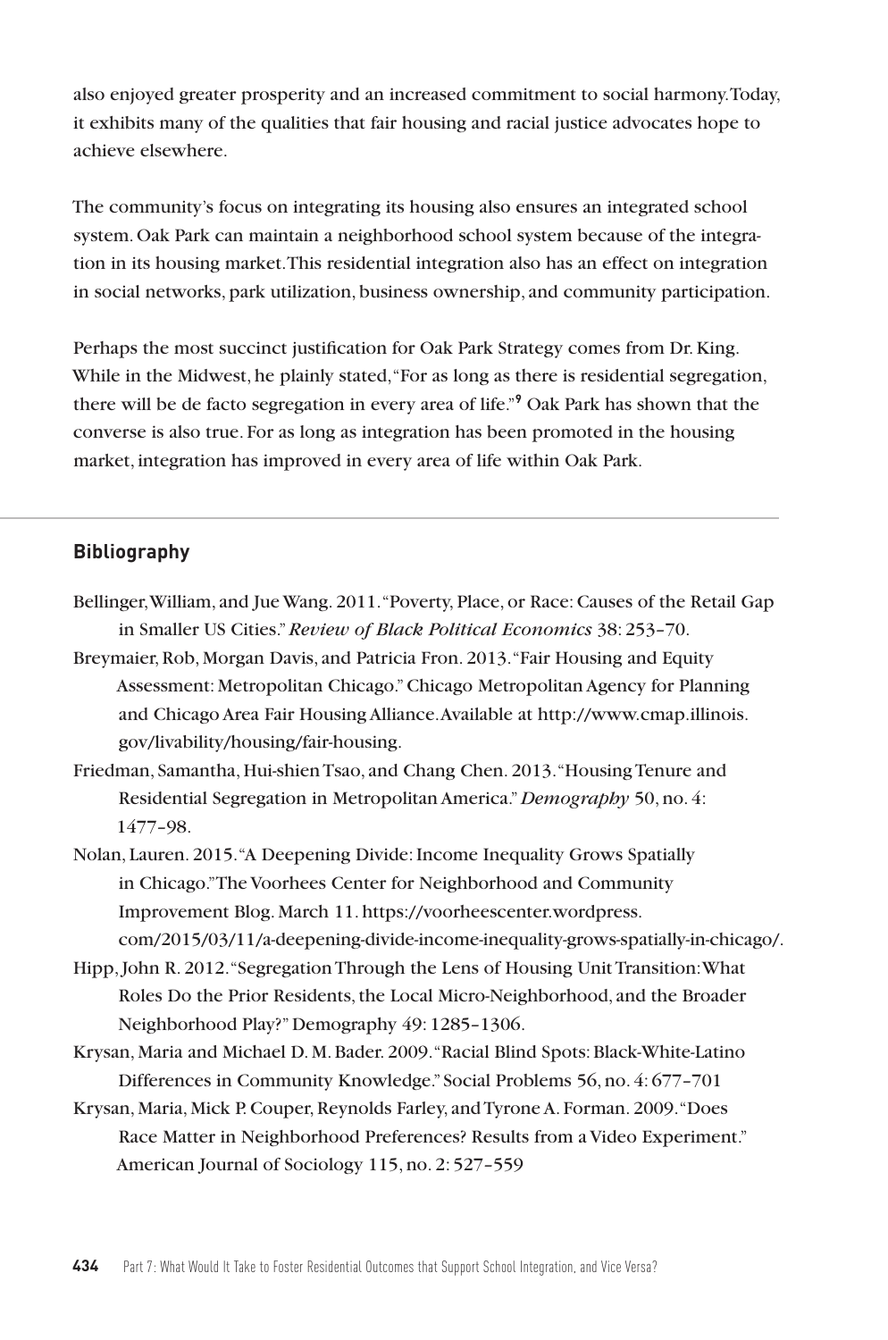also enjoyed greater prosperity and an increased commitment to social harmony. Today, it exhibits many of the qualities that fair housing and racial justice advocates hope to achieve elsewhere.

The community's focus on integrating its housing also ensures an integrated school system. Oak Park can maintain a neighborhood school system because of the integration in its housing market. This residential integration also has an effect on integration in social networks, park utilization, business ownership, and community participation.

Perhaps the most succinct justification for Oak Park Strategy comes from Dr. King. While in the Midwest, he plainly stated, "For as long as there is residential segregation, there will be de facto segregation in every area of life."[9] Oak Park has shown that the converse is also true. For as long as integration has been promoted in the housing market, integration has improved in every area of life within Oak Park.

## Bibliography

Bellinger, William, and Jue Wang. 2011. "Poverty, Place, or Race: Causes of the Retail Gap in Smaller US Cities." *Review of Black Political Economics* 38: 253–70.

Breymaier, Rob, Morgan Davis, and Patricia Fron. 2013. "Fair Housing and Equity Assessment: Metropolitan Chicago." Chicago Metropolitan Agency for Planning and Chicago Area Fair Housing Alliance. Available at http://www.cmap.illinois.gov/livability/housing/fair-housing.

Friedman, Samantha, Hui-shien Tsao, and Chang Chen. 2013. "Housing Tenure and Residential Segregation in Metropolitan America." *Demography* 50, no. 4: 1477–98.

Nolan, Lauren. 2015. "A Deepening Divide: Income Inequality Grows Spatially in Chicago." The Voorhees Center for Neighborhood and Community Improvement Blog. March 11. https://voorheescenter.wordpress.com/2015/03/11/a-deepening-divide-income-inequality-grows-spatially-in-chicago/.

Hipp, John R. 2012. "Segregation Through the Lens of Housing Unit Transition: What Roles Do the Prior Residents, the Local Micro-Neighborhood, and the Broader Neighborhood Play?" Demography 49: 1285–1306.

Krysan, Maria and Michael D. M. Bader. 2009. "Racial Blind Spots: Black-White-Latino Differences in Community Knowledge." Social Problems 56, no. 4: 677–701

Krysan, Maria, Mick P. Couper, Reynolds Farley, and Tyrone A. Forman. 2009. "Does Race Matter in Neighborhood Preferences? Results from a Video Experiment." American Journal of Sociology 115, no. 2: 527–559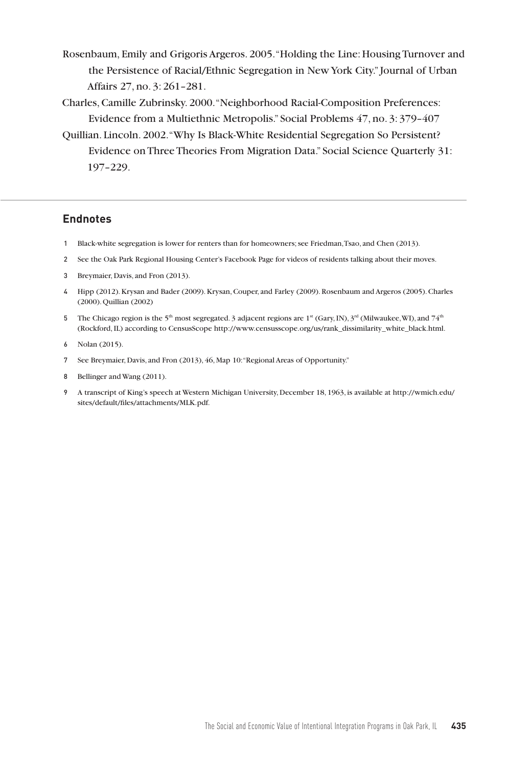Rosenbaum, Emily and Grigoris Argeros. 2005. "Holding the Line: Housing Turnover and the Persistence of Racial/Ethnic Segregation in New York City." Journal of Urban Affairs 27, no. 3: 261–281.

Charles, Camille Zubrinsky. 2000. "Neighborhood Racial-Composition Preferences: Evidence from a Multiethnic Metropolis." Social Problems 47, no. 3: 379–407

Quillian. Lincoln. 2002. "Why Is Black-White Residential Segregation So Persistent? Evidence on Three Theories From Migration Data." Social Science Quarterly 31: 197–229.

## Endnotes

1. Black-white segregation is lower for renters than for homeowners; see Friedman, Tsao, and Chen (2013).
2. See the Oak Park Regional Housing Center's Facebook Page for videos of residents talking about their moves.
3. Breymaier, Davis, and Fron (2013).
4. Hipp (2012). Krysan and Bader (2009). Krysan, Couper, and Farley (2009). Rosenbaum and Argeros (2005). Charles (2000). Quillian (2002)
5. The Chicago region is the 5th most segregated. 3 adjacent regions are 1st (Gary, IN), 3rd (Milwaukee, WI), and 74th (Rockford, IL) according to CensusScope http://www.censusscope.org/us/rank_dissimilarity_white_black.html.
6. Nolan (2015).
7. See Breymaier, Davis, and Fron (2013), 46, Map 10: "Regional Areas of Opportunity."
8. Bellinger and Wang (2011).
9. A transcript of King's speech at Western Michigan University, December 18, 1963, is available at http://wmich.edu/sites/default/files/attachments/MLK.pdf.